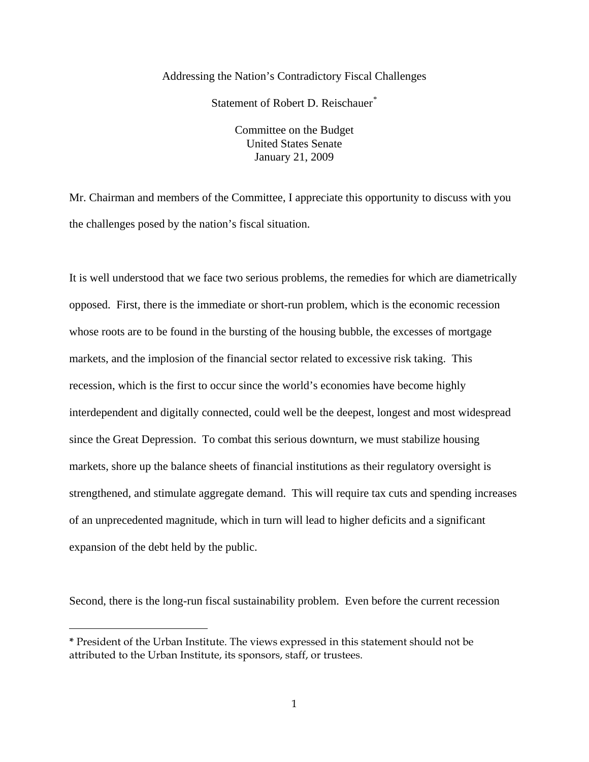Addressing the Nation's Contradictory Fiscal Challenges

Statement of Robert D. Reischauer*

Committee on the Budget
United States Senate
January 21, 2009

Mr. Chairman and members of the Committee, I appreciate this opportunity to discuss with you the challenges posed by the nation's fiscal situation.

It is well understood that we face two serious problems, the remedies for which are diametrically opposed. First, there is the immediate or short-run problem, which is the economic recession whose roots are to be found in the bursting of the housing bubble, the excesses of mortgage markets, and the implosion of the financial sector related to excessive risk taking. This recession, which is the first to occur since the world's economies have become highly interdependent and digitally connected, could well be the deepest, longest and most widespread since the Great Depression. To combat this serious downturn, we must stabilize housing markets, shore up the balance sheets of financial institutions as their regulatory oversight is strengthened, and stimulate aggregate demand. This will require tax cuts and spending increases of an unprecedented magnitude, which in turn will lead to higher deficits and a significant expansion of the debt held by the public.

Second, there is the long-run fiscal sustainability problem. Even before the current recession

---

* President of the Urban Institute. The views expressed in this statement should not be attributed to the Urban Institute, its sponsors, staff, or trustees.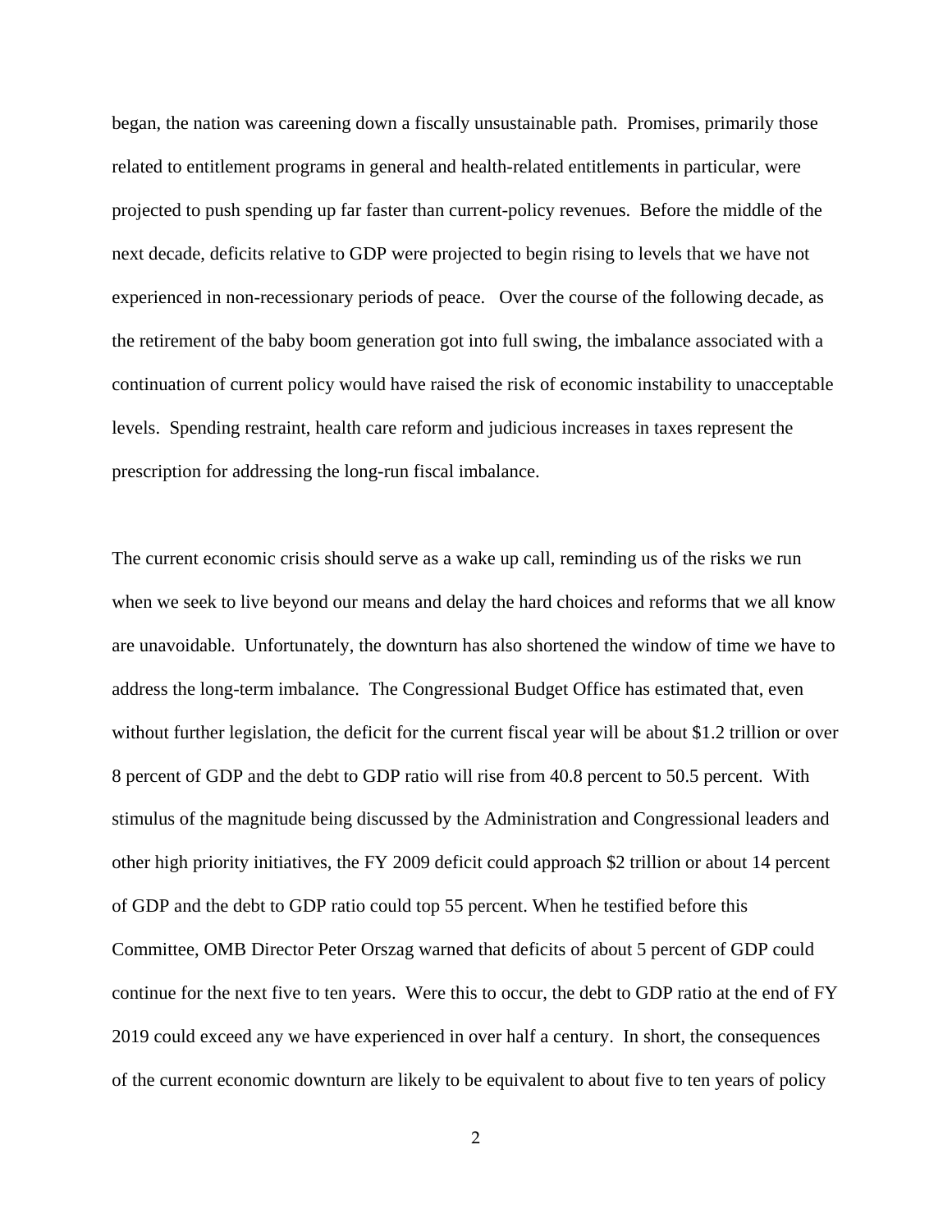began, the nation was careening down a fiscally unsustainable path. Promises, primarily those related to entitlement programs in general and health-related entitlements in particular, were projected to push spending up far faster than current-policy revenues. Before the middle of the next decade, deficits relative to GDP were projected to begin rising to levels that we have not experienced in non-recessionary periods of peace. Over the course of the following decade, as the retirement of the baby boom generation got into full swing, the imbalance associated with a continuation of current policy would have raised the risk of economic instability to unacceptable levels. Spending restraint, health care reform and judicious increases in taxes represent the prescription for addressing the long-run fiscal imbalance.

The current economic crisis should serve as a wake up call, reminding us of the risks we run when we seek to live beyond our means and delay the hard choices and reforms that we all know are unavoidable. Unfortunately, the downturn has also shortened the window of time we have to address the long-term imbalance. The Congressional Budget Office has estimated that, even without further legislation, the deficit for the current fiscal year will be about $1.2 trillion or over 8 percent of GDP and the debt to GDP ratio will rise from 40.8 percent to 50.5 percent. With stimulus of the magnitude being discussed by the Administration and Congressional leaders and other high priority initiatives, the FY 2009 deficit could approach $2 trillion or about 14 percent of GDP and the debt to GDP ratio could top 55 percent. When he testified before this Committee, OMB Director Peter Orszag warned that deficits of about 5 percent of GDP could continue for the next five to ten years. Were this to occur, the debt to GDP ratio at the end of FY 2019 could exceed any we have experienced in over half a century. In short, the consequences of the current economic downturn are likely to be equivalent to about five to ten years of policy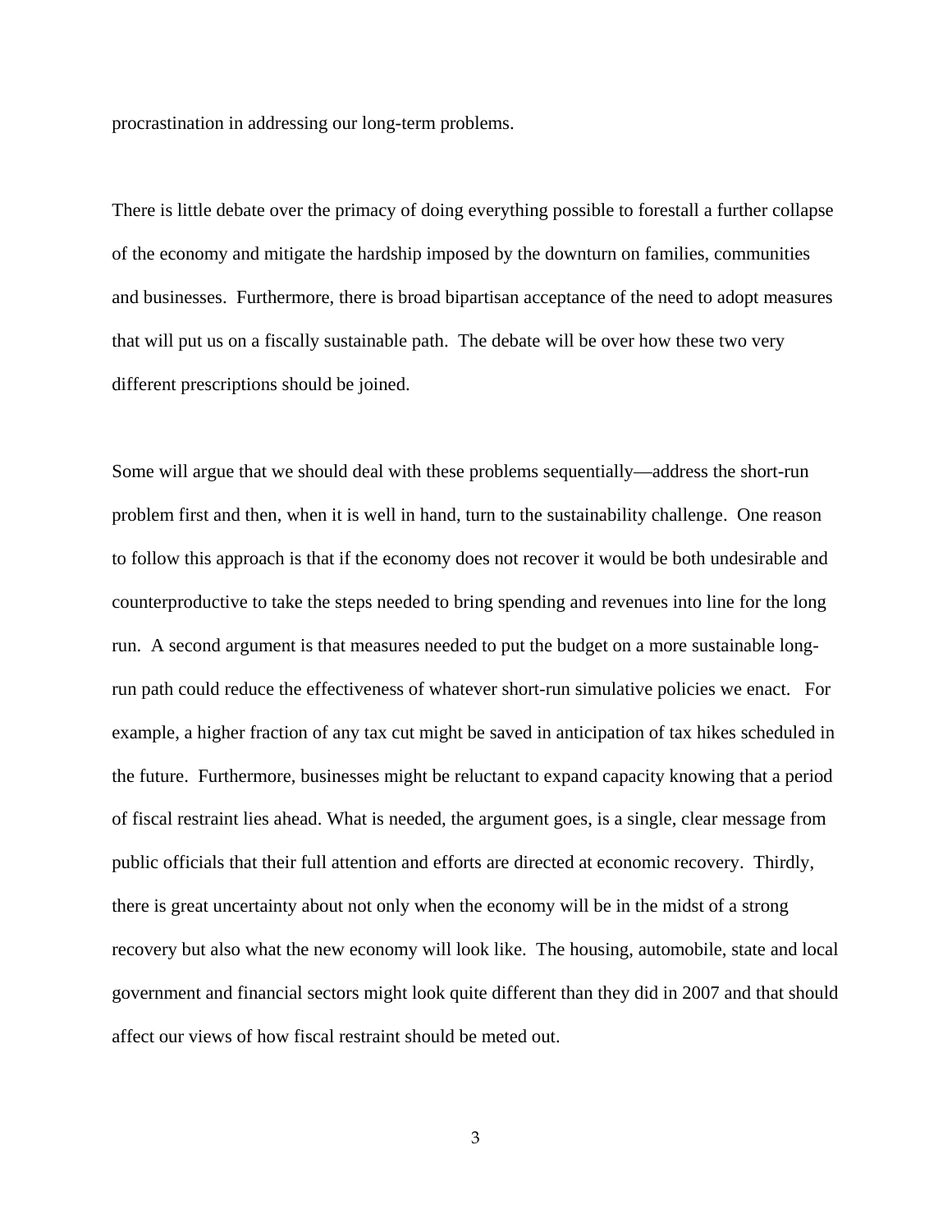procrastination in addressing our long-term problems.

There is little debate over the primacy of doing everything possible to forestall a further collapse of the economy and mitigate the hardship imposed by the downturn on families, communities and businesses. Furthermore, there is broad bipartisan acceptance of the need to adopt measures that will put us on a fiscally sustainable path. The debate will be over how these two very different prescriptions should be joined.

Some will argue that we should deal with these problems sequentially—address the short-run problem first and then, when it is well in hand, turn to the sustainability challenge. One reason to follow this approach is that if the economy does not recover it would be both undesirable and counterproductive to take the steps needed to bring spending and revenues into line for the long run. A second argument is that measures needed to put the budget on a more sustainable long-run path could reduce the effectiveness of whatever short-run simulative policies we enact. For example, a higher fraction of any tax cut might be saved in anticipation of tax hikes scheduled in the future. Furthermore, businesses might be reluctant to expand capacity knowing that a period of fiscal restraint lies ahead. What is needed, the argument goes, is a single, clear message from public officials that their full attention and efforts are directed at economic recovery. Thirdly, there is great uncertainty about not only when the economy will be in the midst of a strong recovery but also what the new economy will look like. The housing, automobile, state and local government and financial sectors might look quite different than they did in 2007 and that should affect our views of how fiscal restraint should be meted out.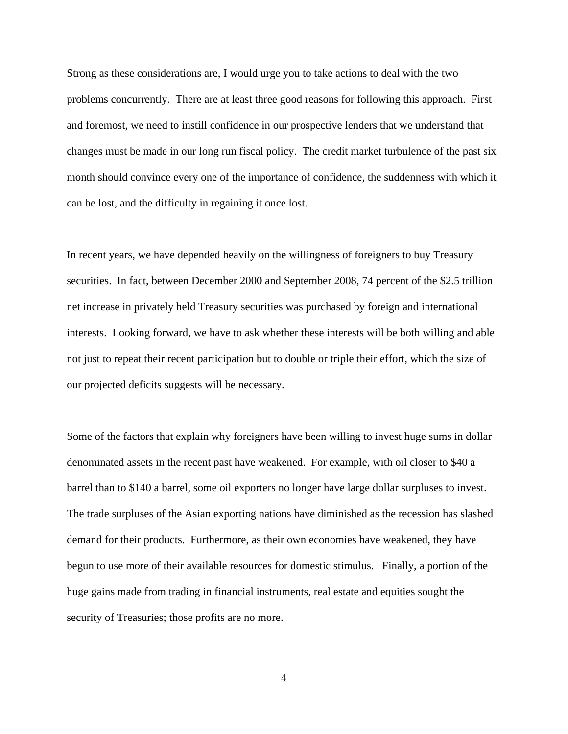Strong as these considerations are, I would urge you to take actions to deal with the two problems concurrently. There are at least three good reasons for following this approach. First and foremost, we need to instill confidence in our prospective lenders that we understand that changes must be made in our long run fiscal policy. The credit market turbulence of the past six month should convince every one of the importance of confidence, the suddenness with which it can be lost, and the difficulty in regaining it once lost.

In recent years, we have depended heavily on the willingness of foreigners to buy Treasury securities. In fact, between December 2000 and September 2008, 74 percent of the $2.5 trillion net increase in privately held Treasury securities was purchased by foreign and international interests. Looking forward, we have to ask whether these interests will be both willing and able not just to repeat their recent participation but to double or triple their effort, which the size of our projected deficits suggests will be necessary.

Some of the factors that explain why foreigners have been willing to invest huge sums in dollar denominated assets in the recent past have weakened. For example, with oil closer to $40 a barrel than to $140 a barrel, some oil exporters no longer have large dollar surpluses to invest. The trade surpluses of the Asian exporting nations have diminished as the recession has slashed demand for their products. Furthermore, as their own economies have weakened, they have begun to use more of their available resources for domestic stimulus. Finally, a portion of the huge gains made from trading in financial instruments, real estate and equities sought the security of Treasuries; those profits are no more.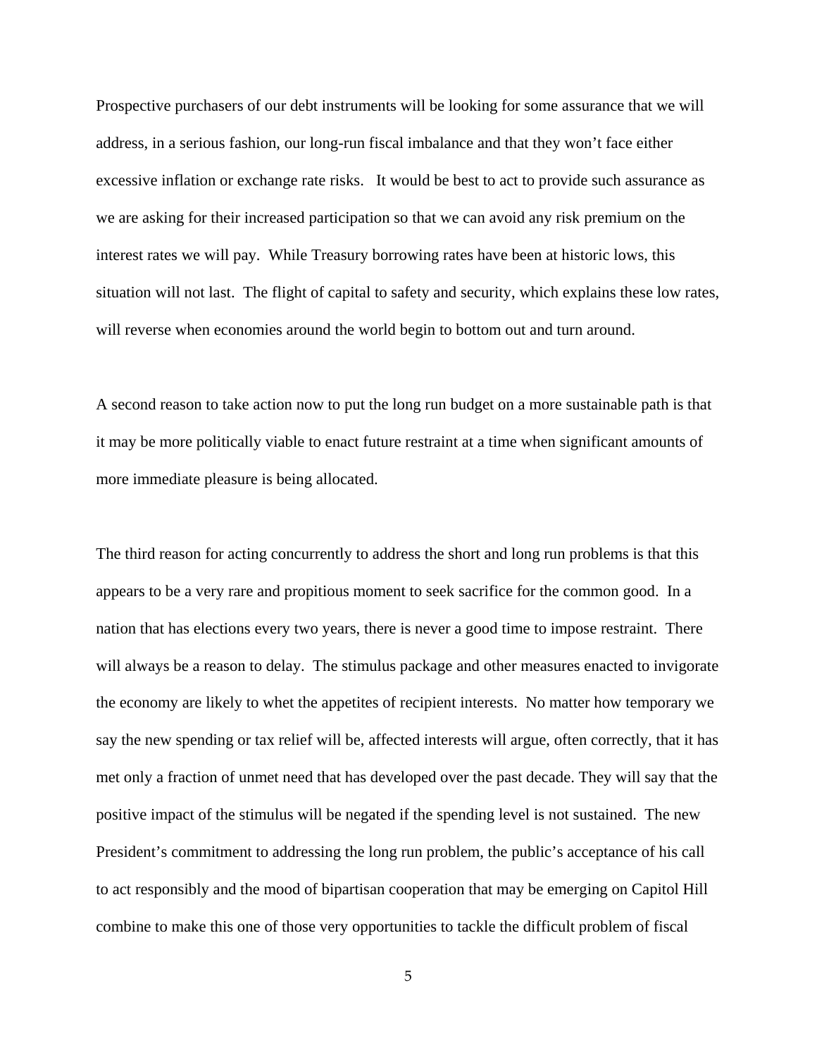Prospective purchasers of our debt instruments will be looking for some assurance that we will address, in a serious fashion, our long-run fiscal imbalance and that they won't face either excessive inflation or exchange rate risks. It would be best to act to provide such assurance as we are asking for their increased participation so that we can avoid any risk premium on the interest rates we will pay. While Treasury borrowing rates have been at historic lows, this situation will not last. The flight of capital to safety and security, which explains these low rates, will reverse when economies around the world begin to bottom out and turn around.

A second reason to take action now to put the long run budget on a more sustainable path is that it may be more politically viable to enact future restraint at a time when significant amounts of more immediate pleasure is being allocated.

The third reason for acting concurrently to address the short and long run problems is that this appears to be a very rare and propitious moment to seek sacrifice for the common good. In a nation that has elections every two years, there is never a good time to impose restraint. There will always be a reason to delay. The stimulus package and other measures enacted to invigorate the economy are likely to whet the appetites of recipient interests. No matter how temporary we say the new spending or tax relief will be, affected interests will argue, often correctly, that it has met only a fraction of unmet need that has developed over the past decade. They will say that the positive impact of the stimulus will be negated if the spending level is not sustained. The new President's commitment to addressing the long run problem, the public's acceptance of his call to act responsibly and the mood of bipartisan cooperation that may be emerging on Capitol Hill combine to make this one of those very opportunities to tackle the difficult problem of fiscal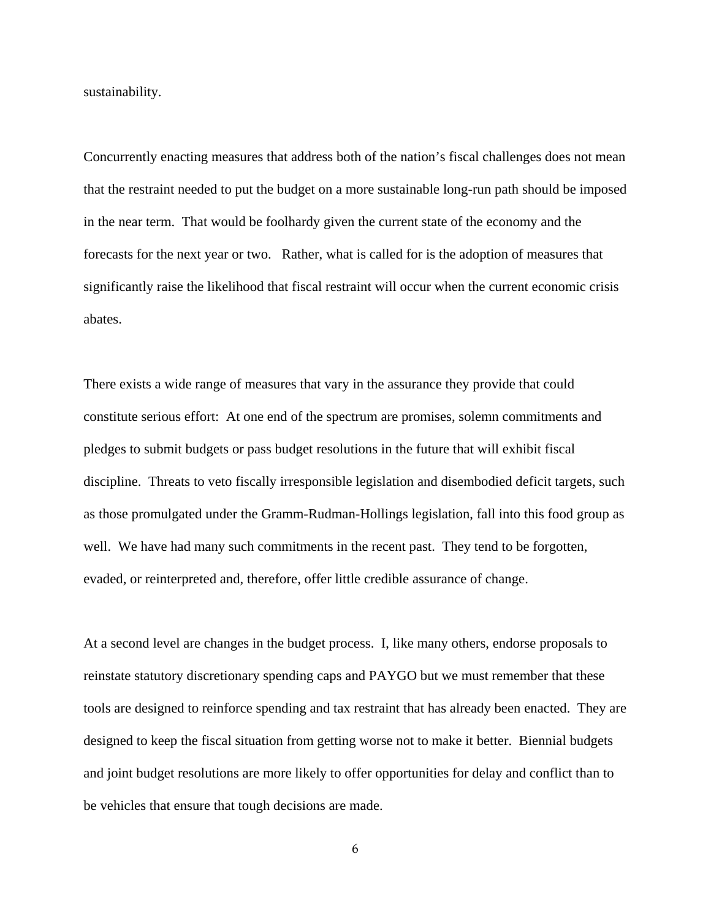sustainability.

Concurrently enacting measures that address both of the nation's fiscal challenges does not mean that the restraint needed to put the budget on a more sustainable long-run path should be imposed in the near term. That would be foolhardy given the current state of the economy and the forecasts for the next year or two. Rather, what is called for is the adoption of measures that significantly raise the likelihood that fiscal restraint will occur when the current economic crisis abates.

There exists a wide range of measures that vary in the assurance they provide that could constitute serious effort: At one end of the spectrum are promises, solemn commitments and pledges to submit budgets or pass budget resolutions in the future that will exhibit fiscal discipline. Threats to veto fiscally irresponsible legislation and disembodied deficit targets, such as those promulgated under the Gramm-Rudman-Hollings legislation, fall into this food group as well. We have had many such commitments in the recent past. They tend to be forgotten, evaded, or reinterpreted and, therefore, offer little credible assurance of change.

At a second level are changes in the budget process. I, like many others, endorse proposals to reinstate statutory discretionary spending caps and PAYGO but we must remember that these tools are designed to reinforce spending and tax restraint that has already been enacted. They are designed to keep the fiscal situation from getting worse not to make it better. Biennial budgets and joint budget resolutions are more likely to offer opportunities for delay and conflict than to be vehicles that ensure that tough decisions are made.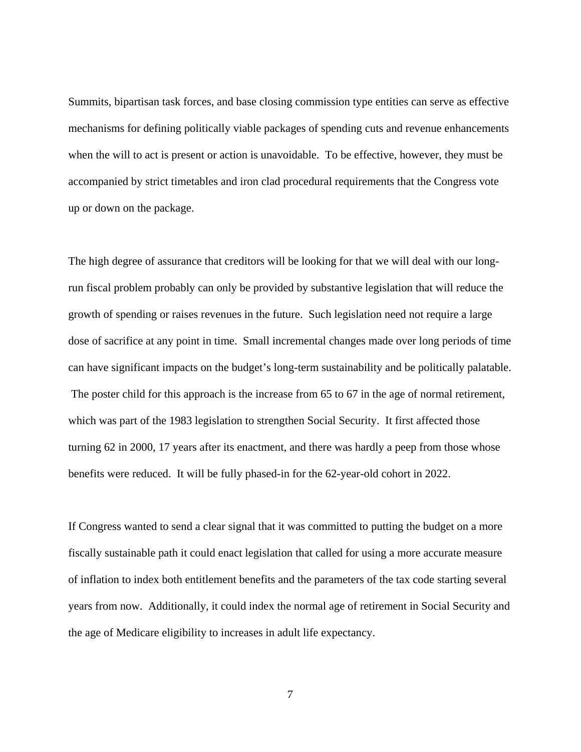Summits, bipartisan task forces, and base closing commission type entities can serve as effective mechanisms for defining politically viable packages of spending cuts and revenue enhancements when the will to act is present or action is unavoidable. To be effective, however, they must be accompanied by strict timetables and iron clad procedural requirements that the Congress vote up or down on the package.

The high degree of assurance that creditors will be looking for that we will deal with our long-run fiscal problem probably can only be provided by substantive legislation that will reduce the growth of spending or raises revenues in the future. Such legislation need not require a large dose of sacrifice at any point in time. Small incremental changes made over long periods of time can have significant impacts on the budget's long-term sustainability and be politically palatable. The poster child for this approach is the increase from 65 to 67 in the age of normal retirement, which was part of the 1983 legislation to strengthen Social Security. It first affected those turning 62 in 2000, 17 years after its enactment, and there was hardly a peep from those whose benefits were reduced. It will be fully phased-in for the 62-year-old cohort in 2022.

If Congress wanted to send a clear signal that it was committed to putting the budget on a more fiscally sustainable path it could enact legislation that called for using a more accurate measure of inflation to index both entitlement benefits and the parameters of the tax code starting several years from now. Additionally, it could index the normal age of retirement in Social Security and the age of Medicare eligibility to increases in adult life expectancy.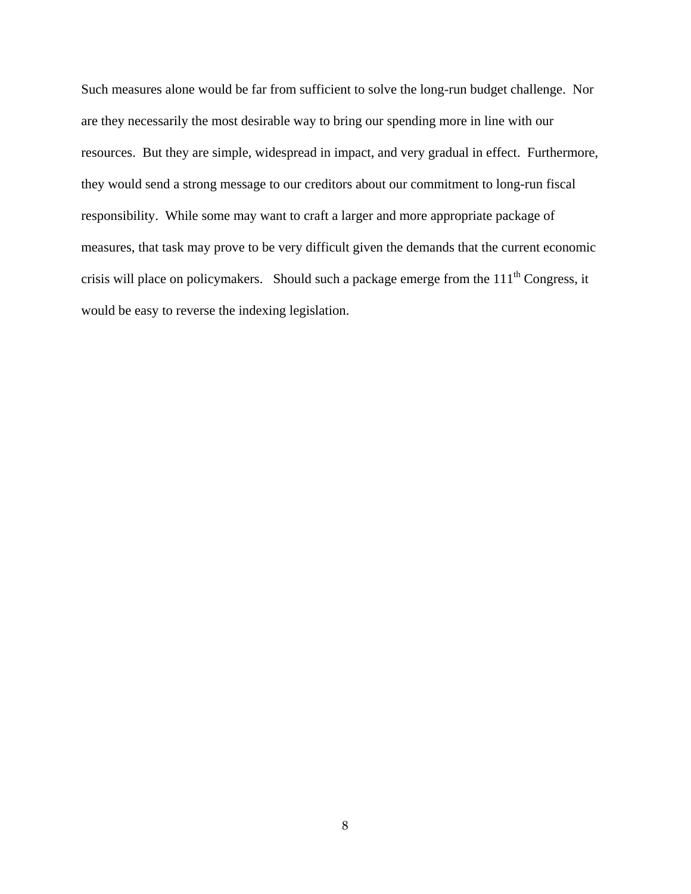Such measures alone would be far from sufficient to solve the long-run budget challenge. Nor are they necessarily the most desirable way to bring our spending more in line with our resources. But they are simple, widespread in impact, and very gradual in effect. Furthermore, they would send a strong message to our creditors about our commitment to long-run fiscal responsibility. While some may want to craft a larger and more appropriate package of measures, that task may prove to be very difficult given the demands that the current economic crisis will place on policymakers. Should such a package emerge from the 111th Congress, it would be easy to reverse the indexing legislation.